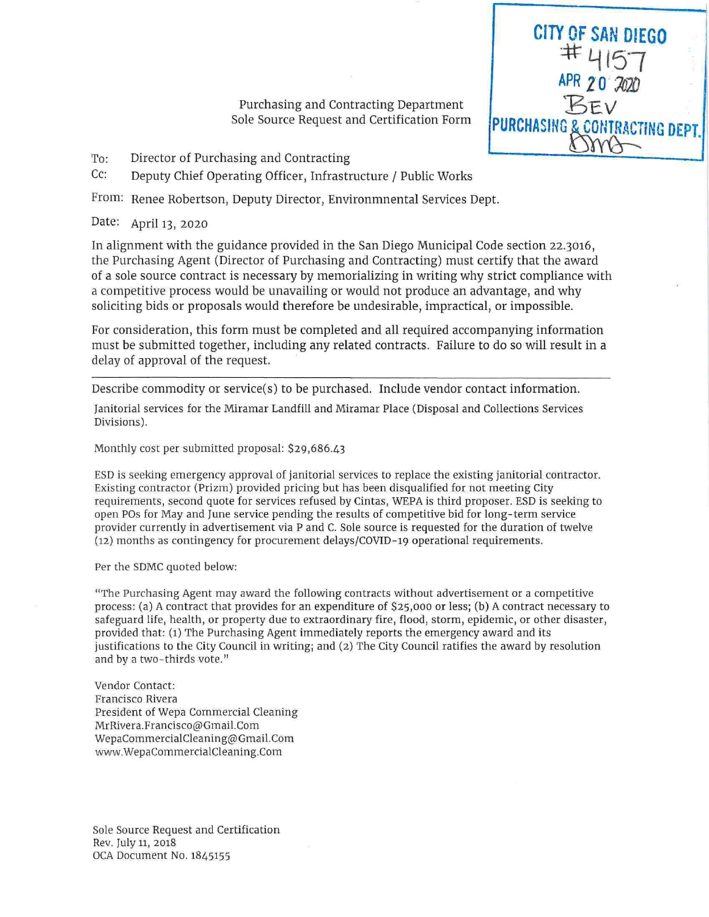CITY OF SAN DIEGO
#4157
APR 20 2020
BEV
PURCHASING & CONTRACTING DEPT.

Purchasing and Contracting Department
Sole Source Request and Certification Form

To: Director of Purchasing and Contracting

Cc: Deputy Chief Operating Officer, Infrastructure / Public Works

From: Renee Robertson, Deputy Director, Environmnental Services Dept.

Date: April 13, 2020

In alignment with the guidance provided in the San Diego Municipal Code section 22.3016, the Purchasing Agent (Director of Purchasing and Contracting) must certify that the award of a sole source contract is necessary by memorializing in writing why strict compliance with a competitive process would be unavailing or would not produce an advantage, and why soliciting bids or proposals would therefore be undesirable, impractical, or impossible.

For consideration, this form must be completed and all required accompanying information must be submitted together, including any related contracts. Failure to do so will result in a delay of approval of the request.

---

Describe commodity or service(s) to be purchased. Include vendor contact information.

Janitorial services for the Miramar Landfill and Miramar Place (Disposal and Collections Services Divisions).

Monthly cost per submitted proposal: $29,686.43

ESD is seeking emergency approval of janitorial services to replace the existing janitorial contractor. Existing contractor (Prizm) provided pricing but has been disqualified for not meeting City requirements, second quote for services refused by Cintas, WEPA is third proposer. ESD is seeking to open POs for May and June service pending the results of competitive bid for long-term service provider currently in advertisement via P and C. Sole source is requested for the duration of twelve (12) months as contingency for procurement delays/COVID-19 operational requirements.

Per the SDMC quoted below:

"The Purchasing Agent may award the following contracts without advertisement or a competitive process: (a) A contract that provides for an expenditure of $25,000 or less; (b) A contract necessary to safeguard life, health, or property due to extraordinary fire, flood, storm, epidemic, or other disaster, provided that: (1) The Purchasing Agent immediately reports the emergency award and its justifications to the City Council in writing; and (2) The City Council ratifies the award by resolution and by a two-thirds vote."

Vendor Contact:
Francisco Rivera
President of Wepa Commercial Cleaning
MrRivera.Francisco@Gmail.Com
WepaCommercialCleaning@Gmail.Com
www.WepaCommercialCleaning.Com

Sole Source Request and Certification
Rev. July 11, 2018
OCA Document No. 1845155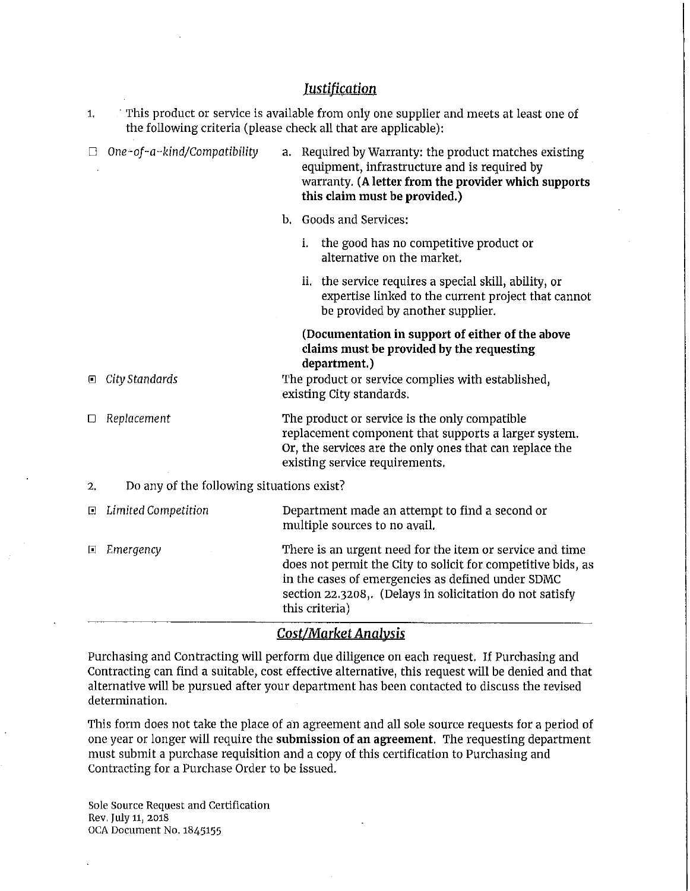## *Justification*

1. This product or service is available from only one supplier and meets at least one of the following criteria (please check all that are applicable):

☐ *One-of-a-kind/Compatibility*

a. Required by Warranty: the product matches existing equipment, infrastructure and is required by warranty. **(A letter from the provider which supports this claim must be provided.)**

b. Goods and Services:

   i. the good has no competitive product or alternative on the market.

   ii. the service requires a special skill, ability, or expertise linked to the current project that cannot be provided by another supplier.

**(Documentation in support of either of the above claims must be provided by the requesting department.)**

☒ *City Standards* — The product or service complies with established, existing City standards.

☐ *Replacement* — The product or service is the only compatible replacement component that supports a larger system. Or, the services are the only ones that can replace the existing service requirements.

2. Do any of the following situations exist?

☒ *Limited Competition* — Department made an attempt to find a second or multiple sources to no avail.

☒ *Emergency* — There is an urgent need for the item or service and time does not permit the City to solicit for competitive bids, as in the cases of emergencies as defined under SDMC section 22.3208,. (Delays in solicitation do not satisfy this criteria)

## *Cost/Market Analysis*

Purchasing and Contracting will perform due diligence on each request. If Purchasing and Contracting can find a suitable, cost effective alternative, this request will be denied and that alternative will be pursued after your department has been contacted to discuss the revised determination.

This form does not take the place of an agreement and all sole source requests for a period of one year or longer will require the **submission of an agreement**. The requesting department must submit a purchase requisition and a copy of this certification to Purchasing and Contracting for a Purchase Order to be issued.

Sole Source Request and Certification
Rev. July 11, 2018
OCA Document No. 1845155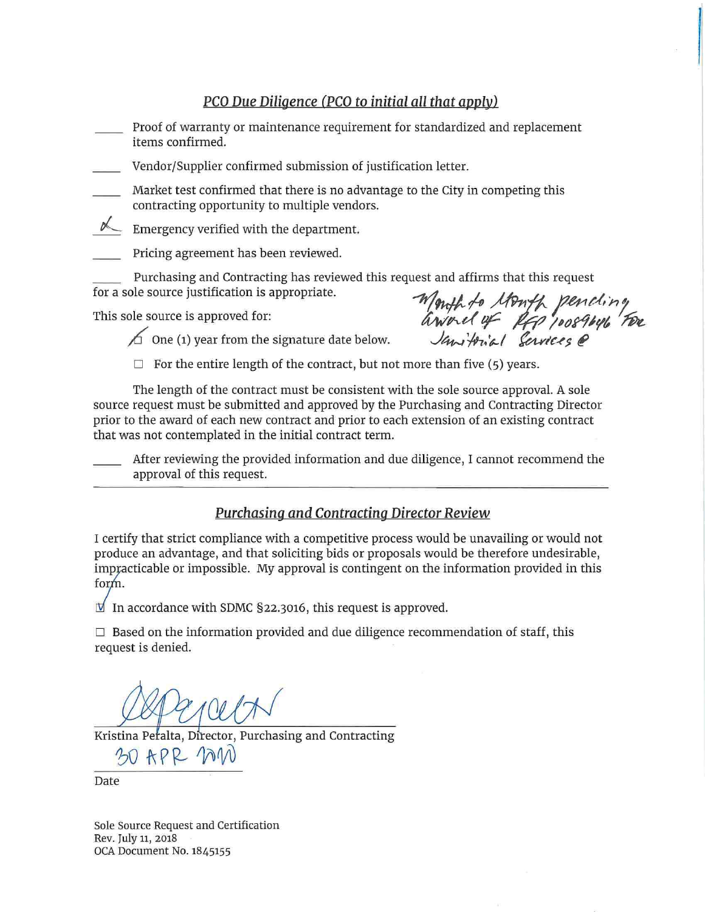## *PCO Due Diligence (PCO to initial all that apply)*

_____ Proof of warranty or maintenance requirement for standardized and replacement items confirmed.

_____ Vendor/Supplier confirmed submission of justification letter.

_____ Market test confirmed that there is no advantage to the City in competing this contracting opportunity to multiple vendors.

__✓__ Emergency verified with the department.

_____ Pricing agreement has been reviewed.

_____ Purchasing and Contracting has reviewed this request and affirms that this request for a sole source justification is appropriate.

This sole source is approved for:

☑ One (1) year from the signature date below.

Month to Month pending award of RFP 10089646 for Janitorial Services @

☐ For the entire length of the contract, but not more than five (5) years.

The length of the contract must be consistent with the sole source approval. A sole source request must be submitted and approved by the Purchasing and Contracting Director prior to the award of each new contract and prior to each extension of an existing contract that was not contemplated in the initial contract term.

_____ After reviewing the provided information and due diligence, I cannot recommend the approval of this request.

---

## *Purchasing and Contracting Director Review*

I certify that strict compliance with a competitive process would be unavailing or would not produce an advantage, and that soliciting bids or proposals would be therefore undesirable, impracticable or impossible. My approval is contingent on the information provided in this form.

☑ In accordance with SDMC §22.3016, this request is approved.

☐ Based on the information provided and due diligence recommendation of staff, this request is denied.

Kristina Peralta, Director, Purchasing and Contracting

30 APR 2020

Date

Sole Source Request and Certification
Rev. July 11, 2018
OCA Document No. 1845155